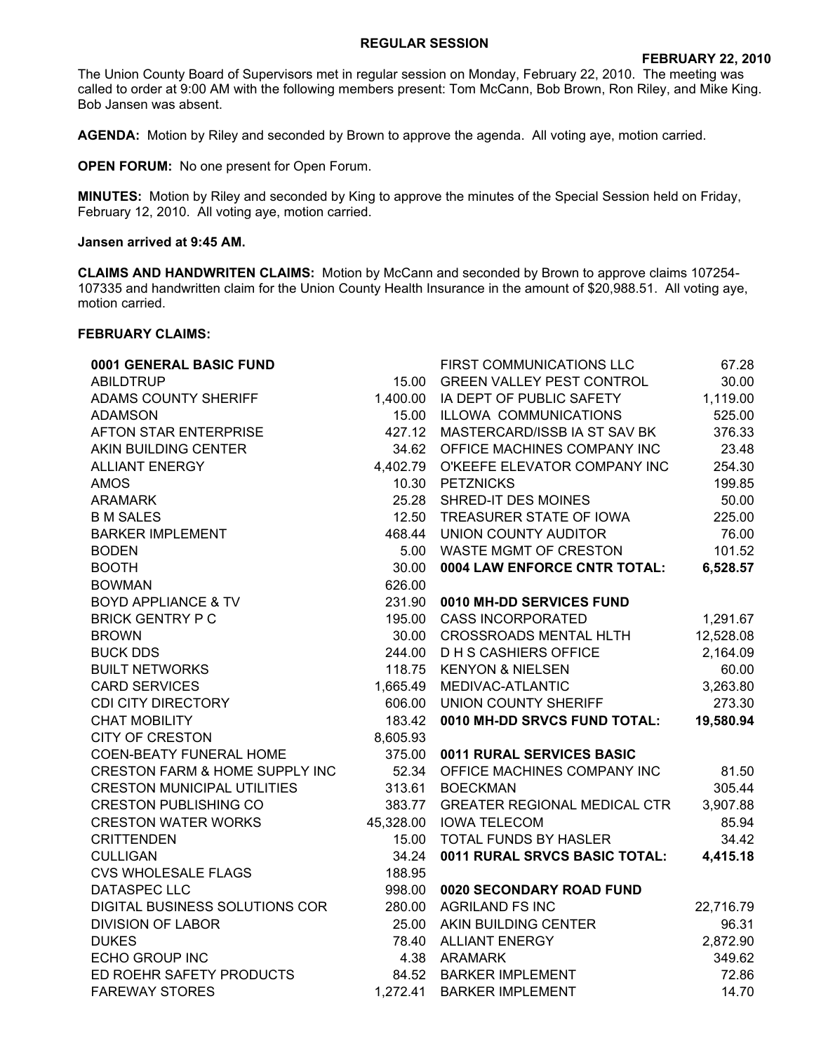# REGULAR SESSION

**FEBRUARY 22, 2010**

The Union County Board of Supervisors met in regular session on Monday, February 22, 2010. The meeting was called to order at 9:00 AM with the following members present: Tom McCann, Bob Brown, Ron Riley, and Mike King. Bob Jansen was absent.

**AGENDA:** Motion by Riley and seconded by Brown to approve the agenda. All voting aye, motion carried.

**OPEN FORUM:** No one present for Open Forum.

**MINUTES:** Motion by Riley and seconded by King to approve the minutes of the Special Session held on Friday, February 12, 2010. All voting aye, motion carried.

**Jansen arrived at 9:45 AM.**

**CLAIMS AND HANDWRITEN CLAIMS:** Motion by McCann and seconded by Brown to approve claims 107254-107335 and handwritten claim for the Union County Health Insurance in the amount of $20,988.51. All voting aye, motion carried.

**FEBRUARY CLAIMS:**

| **0001 GENERAL BASIC FUND** | |
|---|---|
| ABILDTRUP | 15.00 |
| ADAMS COUNTY SHERIFF | 1,400.00 |
| ADAMSON | 15.00 |
| AFTON STAR ENTERPRISE | 427.12 |
| AKIN BUILDING CENTER | 34.62 |
| ALLIANT ENERGY | 4,402.79 |
| AMOS | 10.30 |
| ARAMARK | 25.28 |
| B M SALES | 12.50 |
| BARKER IMPLEMENT | 468.44 |
| BODEN | 5.00 |
| BOOTH | 30.00 |
| BOWMAN | 626.00 |
| BOYD APPLIANCE & TV | 231.90 |
| BRICK GENTRY P C | 195.00 |
| BROWN | 30.00 |
| BUCK DDS | 244.00 |
| BUILT NETWORKS | 118.75 |
| CARD SERVICES | 1,665.49 |
| CDI CITY DIRECTORY | 606.00 |
| CHAT MOBILITY | 183.42 |
| CITY OF CRESTON | 8,605.93 |
| COEN-BEATY FUNERAL HOME | 375.00 |
| CRESTON FARM & HOME SUPPLY INC | 52.34 |
| CRESTON MUNICIPAL UTILITIES | 313.61 |
| CRESTON PUBLISHING CO | 383.77 |
| CRESTON WATER WORKS | 45,328.00 |
| CRITTENDEN | 15.00 |
| CULLIGAN | 34.24 |
| CVS WHOLESALE FLAGS | 188.95 |
| DATASPEC LLC | 998.00 |
| DIGITAL BUSINESS SOLUTIONS COR | 280.00 |
| DIVISION OF LABOR | 25.00 |
| DUKES | 78.40 |
| ECHO GROUP INC | 4.38 |
| ED ROEHR SAFETY PRODUCTS | 84.52 |
| FAREWAY STORES | 1,272.41 |

| | |
|---|---|
| FIRST COMMUNICATIONS LLC | 67.28 |
| GREEN VALLEY PEST CONTROL | 30.00 |
| IA DEPT OF PUBLIC SAFETY | 1,119.00 |
| ILLOWA COMMUNICATIONS | 525.00 |
| MASTERCARD/ISSB IA ST SAV BK | 376.33 |
| OFFICE MACHINES COMPANY INC | 23.48 |
| O'KEEFE ELEVATOR COMPANY INC | 254.30 |
| PETZNICKS | 199.85 |
| SHRED-IT DES MOINES | 50.00 |
| TREASURER STATE OF IOWA | 225.00 |
| UNION COUNTY AUDITOR | 76.00 |
| WASTE MGMT OF CRESTON | 101.52 |
| **0004 LAW ENFORCE CNTR TOTAL:** | **6,528.57** |

| **0010 MH-DD SERVICES FUND** | |
|---|---|
| CASS INCORPORATED | 1,291.67 |
| CROSSROADS MENTAL HLTH | 12,528.08 |
| D H S CASHIERS OFFICE | 2,164.09 |
| KENYON & NIELSEN | 60.00 |
| MEDIVAC-ATLANTIC | 3,263.80 |
| UNION COUNTY SHERIFF | 273.30 |
| **0010 MH-DD SRVCS FUND TOTAL:** | **19,580.94** |

| **0011 RURAL SERVICES BASIC** | |
|---|---|
| OFFICE MACHINES COMPANY INC | 81.50 |
| BOECKMAN | 305.44 |
| GREATER REGIONAL MEDICAL CTR | 3,907.88 |
| IOWA TELECOM | 85.94 |
| TOTAL FUNDS BY HASLER | 34.42 |
| **0011 RURAL SRVCS BASIC TOTAL:** | **4,415.18** |

| **0020 SECONDARY ROAD FUND** | |
|---|---|
| AGRILAND FS INC | 22,716.79 |
| AKIN BUILDING CENTER | 96.31 |
| ALLIANT ENERGY | 2,872.90 |
| ARAMARK | 349.62 |
| BARKER IMPLEMENT | 72.86 |
| BARKER IMPLEMENT | 14.70 |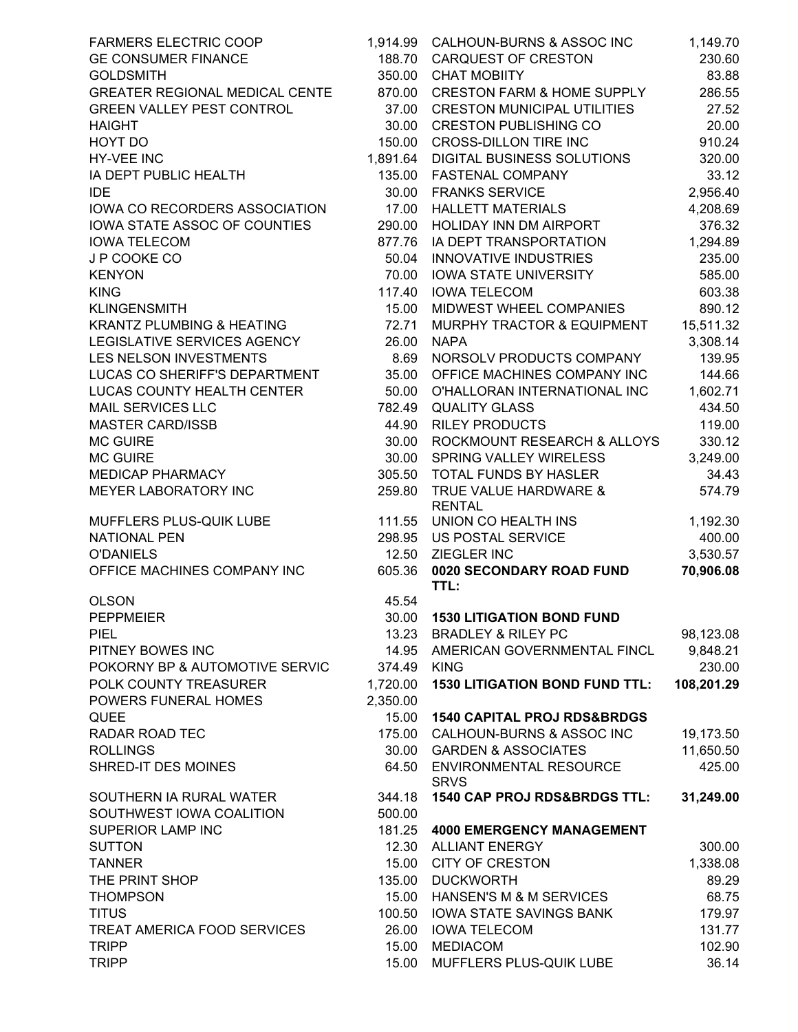| | |
|---|---|
| FARMERS ELECTRIC COOP | 1,914.99 |
| GE CONSUMER FINANCE | 188.70 |
| GOLDSMITH | 350.00 |
| GREATER REGIONAL MEDICAL CENTE | 870.00 |
| GREEN VALLEY PEST CONTROL | 37.00 |
| HAIGHT | 30.00 |
| HOYT DO | 150.00 |
| HY-VEE INC | 1,891.64 |
| IA DEPT PUBLIC HEALTH | 135.00 |
| IDE | 30.00 |
| IOWA CO RECORDERS ASSOCIATION | 17.00 |
| IOWA STATE ASSOC OF COUNTIES | 290.00 |
| IOWA TELECOM | 877.76 |
| J P COOKE CO | 50.04 |
| KENYON | 70.00 |
| KING | 117.40 |
| KLINGENSMITH | 15.00 |
| KRANTZ PLUMBING & HEATING | 72.71 |
| LEGISLATIVE SERVICES AGENCY | 26.00 |
| LES NELSON INVESTMENTS | 8.69 |
| LUCAS CO SHERIFF'S DEPARTMENT | 35.00 |
| LUCAS COUNTY HEALTH CENTER | 50.00 |
| MAIL SERVICES LLC | 782.49 |
| MASTER CARD/ISSB | 44.90 |
| MC GUIRE | 30.00 |
| MC GUIRE | 30.00 |
| MEDICAP PHARMACY | 305.50 |
| MEYER LABORATORY INC | 259.80 |
| MUFFLERS PLUS-QUIK LUBE | 111.55 |
| NATIONAL PEN | 298.95 |
| O'DANIELS | 12.50 |
| OFFICE MACHINES COMPANY INC | 605.36 |
| OLSON | 45.54 |
| PEPPMEIER | 30.00 |
| PIEL | 13.23 |
| PITNEY BOWES INC | 14.95 |
| POKORNY BP & AUTOMOTIVE SERVIC | 374.49 |
| POLK COUNTY TREASURER | 1,720.00 |
| POWERS FUNERAL HOMES | 2,350.00 |
| QUEE | 15.00 |
| RADAR ROAD TEC | 175.00 |
| ROLLINGS | 30.00 |
| SHRED-IT DES MOINES | 64.50 |
| SOUTHERN IA RURAL WATER | 344.18 |
| SOUTHWEST IOWA COALITION | 500.00 |
| SUPERIOR LAMP INC | 181.25 |
| SUTTON | 12.30 |
| TANNER | 15.00 |
| THE PRINT SHOP | 135.00 |
| THOMPSON | 15.00 |
| TITUS | 100.50 |
| TREAT AMERICA FOOD SERVICES | 26.00 |
| TRIPP | 15.00 |
| TRIPP | 15.00 |

| | |
|---|---|
| CALHOUN-BURNS & ASSOC INC | 1,149.70 |
| CARQUEST OF CRESTON | 230.60 |
| CHAT MOBIITY | 83.88 |
| CRESTON FARM & HOME SUPPLY | 286.55 |
| CRESTON MUNICIPAL UTILITIES | 27.52 |
| CRESTON PUBLISHING CO | 20.00 |
| CROSS-DILLON TIRE INC | 910.24 |
| DIGITAL BUSINESS SOLUTIONS | 320.00 |
| FASTENAL COMPANY | 33.12 |
| FRANKS SERVICE | 2,956.40 |
| HALLETT MATERIALS | 4,208.69 |
| HOLIDAY INN DM AIRPORT | 376.32 |
| IA DEPT TRANSPORTATION | 1,294.89 |
| INNOVATIVE INDUSTRIES | 235.00 |
| IOWA STATE UNIVERSITY | 585.00 |
| IOWA TELECOM | 603.38 |
| MIDWEST WHEEL COMPANIES | 890.12 |
| MURPHY TRACTOR & EQUIPMENT | 15,511.32 |
| NAPA | 3,308.14 |
| NORSOLV PRODUCTS COMPANY | 139.95 |
| OFFICE MACHINES COMPANY INC | 144.66 |
| O'HALLORAN INTERNATIONAL INC | 1,602.71 |
| QUALITY GLASS | 434.50 |
| RILEY PRODUCTS | 119.00 |
| ROCKMOUNT RESEARCH & ALLOYS | 330.12 |
| SPRING VALLEY WIRELESS | 3,249.00 |
| TOTAL FUNDS BY HASLER | 34.43 |
| TRUE VALUE HARDWARE & RENTAL | 574.79 |
| UNION CO HEALTH INS | 1,192.30 |
| US POSTAL SERVICE | 400.00 |
| ZIEGLER INC | 3,530.57 |
| **0020 SECONDARY ROAD FUND TTL:** | **70,906.08** |

**1530 LITIGATION BOND FUND**

| | |
|---|---|
| BRADLEY & RILEY PC | 98,123.08 |
| AMERICAN GOVERNMENTAL FINCL | 9,848.21 |
| KING | 230.00 |
| **1530 LITIGATION BOND FUND TTL:** | **108,201.29** |

**1540 CAPITAL PROJ RDS&BRDGS**

| | |
|---|---|
| CALHOUN-BURNS & ASSOC INC | 19,173.50 |
| GARDEN & ASSOCIATES | 11,650.50 |
| ENVIRONMENTAL RESOURCE SRVS | 425.00 |
| **1540 CAP PROJ RDS&BRDGS TTL:** | **31,249.00** |

**4000 EMERGENCY MANAGEMENT**

| | |
|---|---|
| ALLIANT ENERGY | 300.00 |
| CITY OF CRESTON | 1,338.08 |
| DUCKWORTH | 89.29 |
| HANSEN'S M & M SERVICES | 68.75 |
| IOWA STATE SAVINGS BANK | 179.97 |
| IOWA TELECOM | 131.77 |
| MEDIACOM | 102.90 |
| MUFFLERS PLUS-QUIK LUBE | 36.14 |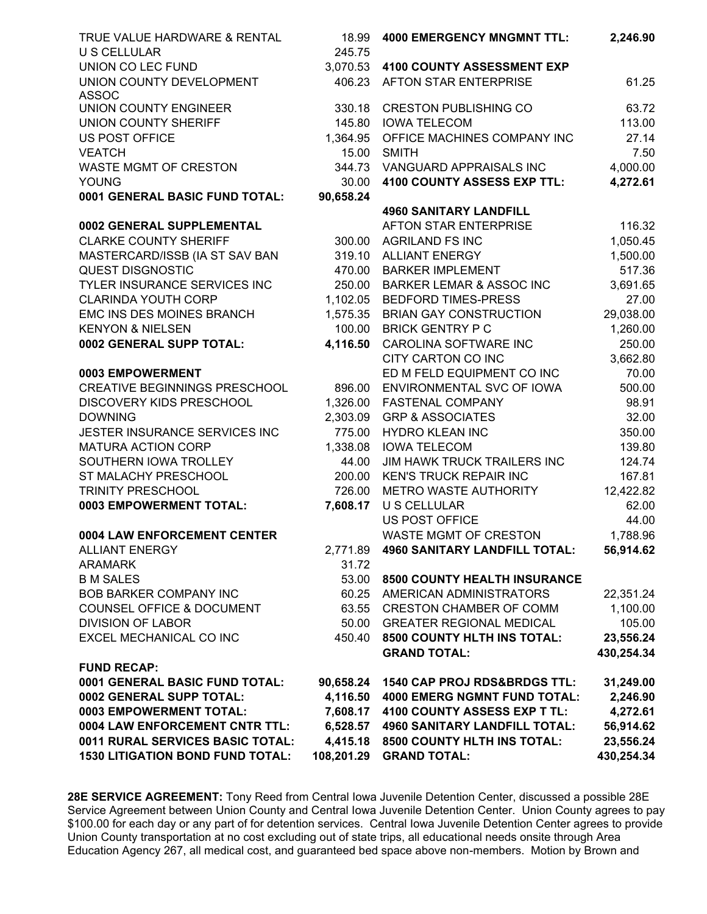| | |
|---|---|
| TRUE VALUE HARDWARE & RENTAL | 18.99 |
| U S CELLULAR | 245.75 |
| UNION CO LEC FUND | 3,070.53 |
| UNION COUNTY DEVELOPMENT ASSOC | 406.23 |
| UNION COUNTY ENGINEER | 330.18 |
| UNION COUNTY SHERIFF | 145.80 |
| US POST OFFICE | 1,364.95 |
| VEATCH | 15.00 |
| WASTE MGMT OF CRESTON | 344.73 |
| YOUNG | 30.00 |
| **0001 GENERAL BASIC FUND TOTAL:** | **90,658.24** |

| | |
|---|---|
| **0002 GENERAL SUPPLEMENTAL** | |
| CLARKE COUNTY SHERIFF | 300.00 |
| MASTERCARD/ISSB (IA ST SAV BAN | 319.10 |
| QUEST DISGNOSTIC | 470.00 |
| TYLER INSURANCE SERVICES INC | 250.00 |
| CLARINDA YOUTH CORP | 1,102.05 |
| EMC INS DES MOINES BRANCH | 1,575.35 |
| KENYON & NIELSEN | 100.00 |
| **0002 GENERAL SUPP TOTAL:** | **4,116.50** |

| | |
|---|---|
| **0003 EMPOWERMENT** | |
| CREATIVE BEGINNINGS PRESCHOOL | 896.00 |
| DISCOVERY KIDS PRESCHOOL | 1,326.00 |
| DOWNING | 2,303.09 |
| JESTER INSURANCE SERVICES INC | 775.00 |
| MATURA ACTION CORP | 1,338.08 |
| SOUTHERN IOWA TROLLEY | 44.00 |
| ST MALACHY PRESCHOOL | 200.00 |
| TRINITY PRESCHOOL | 726.00 |
| **0003 EMPOWERMENT TOTAL:** | **7,608.17** |

| | |
|---|---|
| **0004 LAW ENFORCEMENT CENTER** | |
| ALLIANT ENERGY | 2,771.89 |
| ARAMARK | 31.72 |
| B M SALES | 53.00 |
| BOB BARKER COMPANY INC | 60.25 |
| COUNSEL OFFICE & DOCUMENT | 63.55 |
| DIVISION OF LABOR | 50.00 |
| EXCEL MECHANICAL CO INC | 450.40 |

| | |
|---|---|
| **4000 EMERGENCY MNGMNT TTL:** | **2,246.90** |

| | |
|---|---|
| **4100 COUNTY ASSESSMENT EXP** | |
| AFTON STAR ENTERPRISE | 61.25 |
| CRESTON PUBLISHING CO | 63.72 |
| IOWA TELECOM | 113.00 |
| OFFICE MACHINES COMPANY INC | 27.14 |
| SMITH | 7.50 |
| VANGUARD APPRAISALS INC | 4,000.00 |
| **4100 COUNTY ASSESS EXP TTL:** | **4,272.61** |

| | |
|---|---|
| **4960 SANITARY LANDFILL** | |
| AFTON STAR ENTERPRISE | 116.32 |
| AGRILAND FS INC | 1,050.45 |
| ALLIANT ENERGY | 1,500.00 |
| BARKER IMPLEMENT | 517.36 |
| BARKER LEMAR & ASSOC INC | 3,691.65 |
| BEDFORD TIMES-PRESS | 27.00 |
| BRIAN GAY CONSTRUCTION | 29,038.00 |
| BRICK GENTRY P C | 1,260.00 |
| CAROLINA SOFTWARE INC | 250.00 |
| CITY CARTON CO INC | 3,662.80 |
| ED M FELD EQUIPMENT CO INC | 70.00 |
| ENVIRONMENTAL SVC OF IOWA | 500.00 |
| FASTENAL COMPANY | 98.91 |
| GRP & ASSOCIATES | 32.00 |
| HYDRO KLEAN INC | 350.00 |
| IOWA TELECOM | 139.80 |
| JIM HAWK TRUCK TRAILERS INC | 124.74 |
| KEN'S TRUCK REPAIR INC | 167.81 |
| METRO WASTE AUTHORITY | 12,422.82 |
| U S CELLULAR | 62.00 |
| US POST OFFICE | 44.00 |
| WASTE MGMT OF CRESTON | 1,788.96 |
| **4960 SANITARY LANDFILL TOTAL:** | **56,914.62** |

| | |
|---|---|
| **8500 COUNTY HEALTH INSURANCE** | |
| AMERICAN ADMINISTRATORS | 22,351.24 |
| CRESTON CHAMBER OF COMM | 1,100.00 |
| GREATER REGIONAL MEDICAL | 105.00 |
| **8500 COUNTY HLTH INS TOTAL:** | **23,556.24** |
| **GRAND TOTAL:** | **430,254.34** |

**FUND RECAP:**

| | | | |
|---|---|---|---|
| **0001 GENERAL BASIC FUND TOTAL:** | **90,658.24** | **1540 CAP PROJ RDS&BRDGS TTL:** | **31,249.00** |
| **0002 GENERAL SUPP TOTAL:** | **4,116.50** | **4000 EMERG NGMNT FUND TOTAL:** | **2,246.90** |
| **0003 EMPOWERMENT TOTAL:** | **7,608.17** | **4100 COUNTY ASSESS EXP T TL:** | **4,272.61** |
| **0004 LAW ENFORCEMENT CNTR TTL:** | **6,528.57** | **4960 SANITARY LANDFILL TOTAL:** | **56,914.62** |
| **0011 RURAL SERVICES BASIC TOTAL:** | **4,415.18** | **8500 COUNTY HLTH INS TOTAL:** | **23,556.24** |
| **1530 LITIGATION BOND FUND TOTAL:** | **108,201.29** | **GRAND TOTAL:** | **430,254.34** |

**28E SERVICE AGREEMENT:** Tony Reed from Central Iowa Juvenile Detention Center, discussed a possible 28E Service Agreement between Union County and Central Iowa Juvenile Detention Center. Union County agrees to pay $100.00 for each day or any part of for detention services. Central Iowa Juvenile Detention Center agrees to provide Union County transportation at no cost excluding out of state trips, all educational needs onsite through Area Education Agency 267, all medical cost, and guaranteed bed space above non-members. Motion by Brown and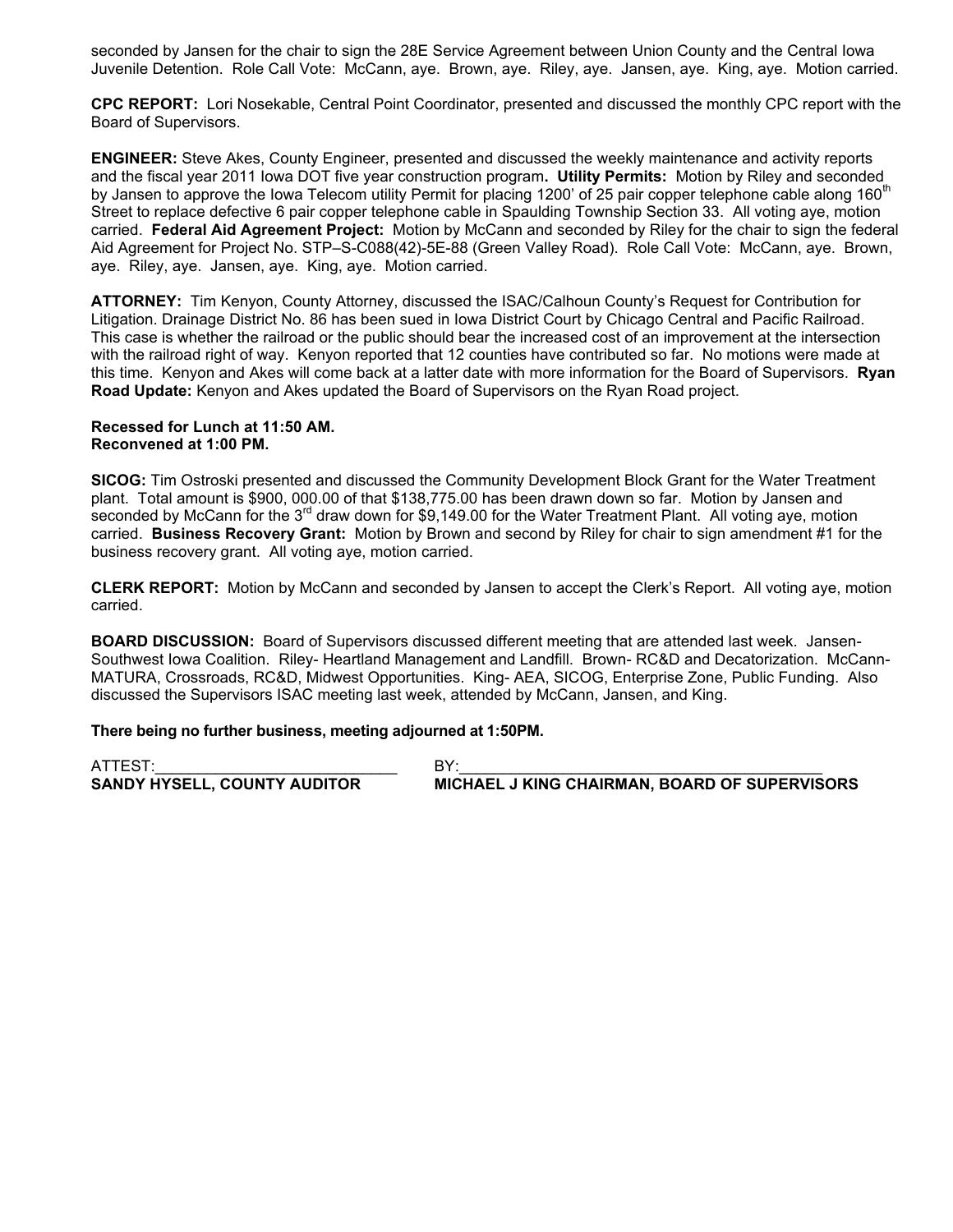seconded by Jansen for the chair to sign the 28E Service Agreement between Union County and the Central Iowa Juvenile Detention. Role Call Vote: McCann, aye. Brown, aye. Riley, aye. Jansen, aye. King, aye. Motion carried.

**CPC REPORT:** Lori Nosekable, Central Point Coordinator, presented and discussed the monthly CPC report with the Board of Supervisors.

**ENGINEER:** Steve Akes, County Engineer, presented and discussed the weekly maintenance and activity reports and the fiscal year 2011 Iowa DOT five year construction program**. Utility Permits:** Motion by Riley and seconded by Jansen to approve the Iowa Telecom utility Permit for placing 1200' of 25 pair copper telephone cable along 160th Street to replace defective 6 pair copper telephone cable in Spaulding Township Section 33. All voting aye, motion carried. **Federal Aid Agreement Project:** Motion by McCann and seconded by Riley for the chair to sign the federal Aid Agreement for Project No. STP–S-C088(42)-5E-88 (Green Valley Road). Role Call Vote: McCann, aye. Brown, aye. Riley, aye. Jansen, aye. King, aye. Motion carried.

**ATTORNEY:** Tim Kenyon, County Attorney, discussed the ISAC/Calhoun County's Request for Contribution for Litigation. Drainage District No. 86 has been sued in Iowa District Court by Chicago Central and Pacific Railroad. This case is whether the railroad or the public should bear the increased cost of an improvement at the intersection with the railroad right of way. Kenyon reported that 12 counties have contributed so far. No motions were made at this time. Kenyon and Akes will come back at a latter date with more information for the Board of Supervisors. **Ryan Road Update:** Kenyon and Akes updated the Board of Supervisors on the Ryan Road project.

**Recessed for Lunch at 11:50 AM.**
**Reconvened at 1:00 PM.**

**SICOG:** Tim Ostroski presented and discussed the Community Development Block Grant for the Water Treatment plant. Total amount is $900, 000.00 of that $138,775.00 has been drawn down so far. Motion by Jansen and seconded by McCann for the 3rd draw down for $9,149.00 for the Water Treatment Plant. All voting aye, motion carried. **Business Recovery Grant:** Motion by Brown and second by Riley for chair to sign amendment #1 for the business recovery grant. All voting aye, motion carried.

**CLERK REPORT:** Motion by McCann and seconded by Jansen to accept the Clerk's Report. All voting aye, motion carried.

**BOARD DISCUSSION:** Board of Supervisors discussed different meeting that are attended last week. Jansen-Southwest Iowa Coalition. Riley- Heartland Management and Landfill. Brown- RC&D and Decatorization. McCann-MATURA, Crossroads, RC&D, Midwest Opportunities. King- AEA, SICOG, Enterprise Zone, Public Funding. Also discussed the Supervisors ISAC meeting last week, attended by McCann, Jansen, and King.

**There being no further business, meeting adjourned at 1:50PM.**

ATTEST:_____________________________ BY:___________________________________________

**SANDY HYSELL, COUNTY AUDITOR** **MICHAEL J KING CHAIRMAN, BOARD OF SUPERVISORS**